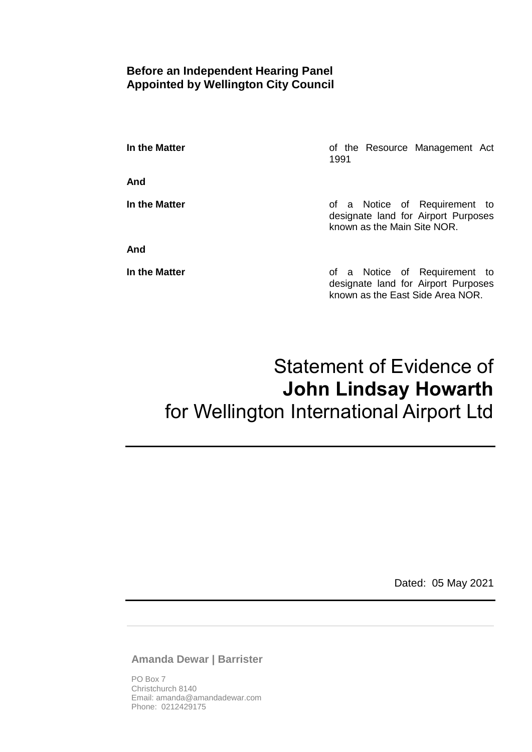**Before an Independent Hearing Panel**
**Appointed by Wellington City Council**

| | |
|---|---|
| **In the Matter** | of the Resource Management Act 1991 |
| **And** | |
| **In the Matter** | of a Notice of Requirement to designate land for Airport Purposes known as the Main Site NOR. |
| **And** | |
| **In the Matter** | of a Notice of Requirement to designate land for Airport Purposes known as the East Side Area NOR. |

# Statement of Evidence of **John Lindsay Howarth** for Wellington International Airport Ltd

Dated: 05 May 2021

---

**Amanda Dewar | Barrister**

PO Box 7
Christchurch 8140
Email: amanda@amandadewar.com
Phone: 0212429175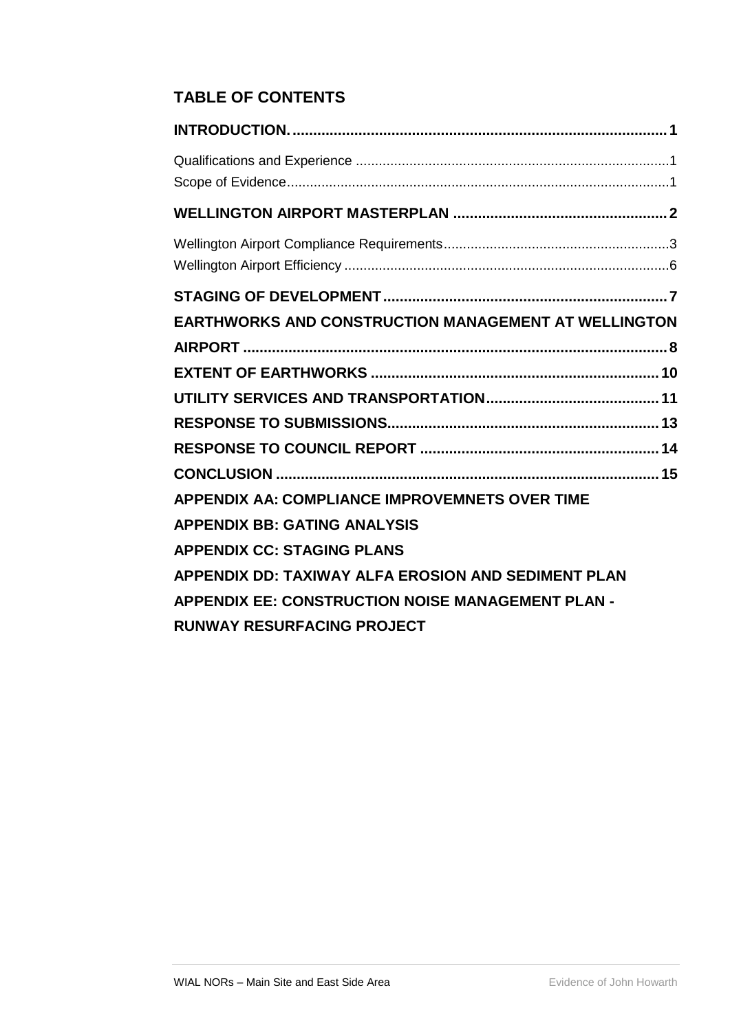## TABLE OF CONTENTS

**INTRODUCTION. .......................................................................................... 1**

Qualifications and Experience .................................................................................1

Scope of Evidence...................................................................................................1

**WELLINGTON AIRPORT MASTERPLAN ................................................... 2**

Wellington Airport Compliance Requirements..........................................................3

Wellington Airport Efficiency ....................................................................................6

**STAGING OF DEVELOPMENT .................................................................... 7**

**EARTHWORKS AND CONSTRUCTION MANAGEMENT AT WELLINGTON AIRPORT ..................................................................................................... 8**

**EXTENT OF EARTHWORKS ..................................................................... 10**

**UTILITY SERVICES AND TRANSPORTATION......................................... 11**

**RESPONSE TO SUBMISSIONS................................................................. 13**

**RESPONSE TO COUNCIL REPORT .......................................................... 14**

**CONCLUSION ............................................................................................ 15**

**APPENDIX AA: COMPLIANCE IMPROVEMNETS OVER TIME**

**APPENDIX BB: GATING ANALYSIS**

**APPENDIX CC: STAGING PLANS**

**APPENDIX DD: TAXIWAY ALFA EROSION AND SEDIMENT PLAN**

**APPENDIX EE: CONSTRUCTION NOISE MANAGEMENT PLAN - RUNWAY RESURFACING PROJECT**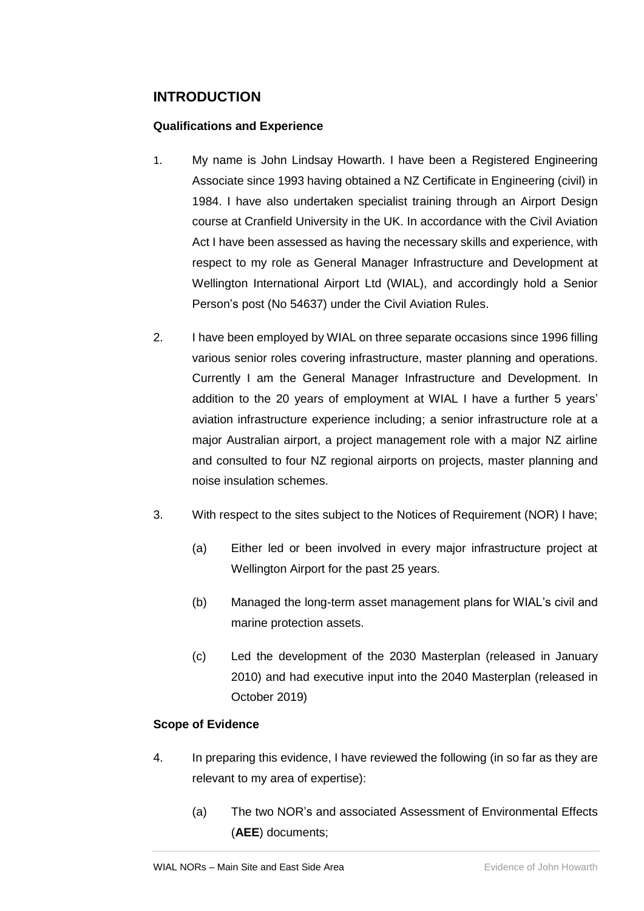## INTRODUCTION

### Qualifications and Experience

1. My name is John Lindsay Howarth. I have been a Registered Engineering Associate since 1993 having obtained a NZ Certificate in Engineering (civil) in 1984. I have also undertaken specialist training through an Airport Design course at Cranfield University in the UK. In accordance with the Civil Aviation Act I have been assessed as having the necessary skills and experience, with respect to my role as General Manager Infrastructure and Development at Wellington International Airport Ltd (WIAL), and accordingly hold a Senior Person's post (No 54637) under the Civil Aviation Rules.

2. I have been employed by WIAL on three separate occasions since 1996 filling various senior roles covering infrastructure, master planning and operations. Currently I am the General Manager Infrastructure and Development. In addition to the 20 years of employment at WIAL I have a further 5 years' aviation infrastructure experience including; a senior infrastructure role at a major Australian airport, a project management role with a major NZ airline and consulted to four NZ regional airports on projects, master planning and noise insulation schemes.

3. With respect to the sites subject to the Notices of Requirement (NOR) I have;

   (a) Either led or been involved in every major infrastructure project at Wellington Airport for the past 25 years.

   (b) Managed the long-term asset management plans for WIAL's civil and marine protection assets.

   (c) Led the development of the 2030 Masterplan (released in January 2010) and had executive input into the 2040 Masterplan (released in October 2019)

### Scope of Evidence

4. In preparing this evidence, I have reviewed the following (in so far as they are relevant to my area of expertise):

   (a) The two NOR's and associated Assessment of Environmental Effects (**AEE**) documents;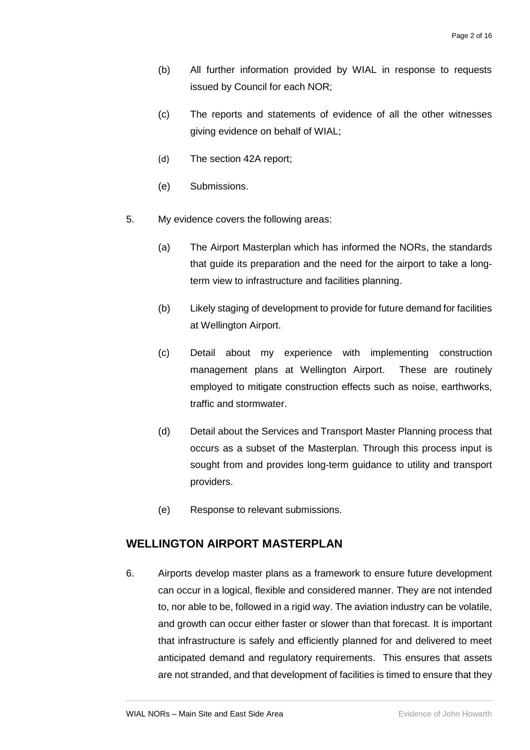(b) All further information provided by WIAL in response to requests issued by Council for each NOR;

(c) The reports and statements of evidence of all the other witnesses giving evidence on behalf of WIAL;

(d) The section 42A report;

(e) Submissions.

5. My evidence covers the following areas:

   (a) The Airport Masterplan which has informed the NORs, the standards that guide its preparation and the need for the airport to take a long-term view to infrastructure and facilities planning.

   (b) Likely staging of development to provide for future demand for facilities at Wellington Airport.

   (c) Detail about my experience with implementing construction management plans at Wellington Airport. These are routinely employed to mitigate construction effects such as noise, earthworks, traffic and stormwater.

   (d) Detail about the Services and Transport Master Planning process that occurs as a subset of the Masterplan. Through this process input is sought from and provides long-term guidance to utility and transport providers.

   (e) Response to relevant submissions.

## WELLINGTON AIRPORT MASTERPLAN

6. Airports develop master plans as a framework to ensure future development can occur in a logical, flexible and considered manner. They are not intended to, nor able to be, followed in a rigid way. The aviation industry can be volatile, and growth can occur either faster or slower than that forecast. It is important that infrastructure is safely and efficiently planned for and delivered to meet anticipated demand and regulatory requirements. This ensures that assets are not stranded, and that development of facilities is timed to ensure that they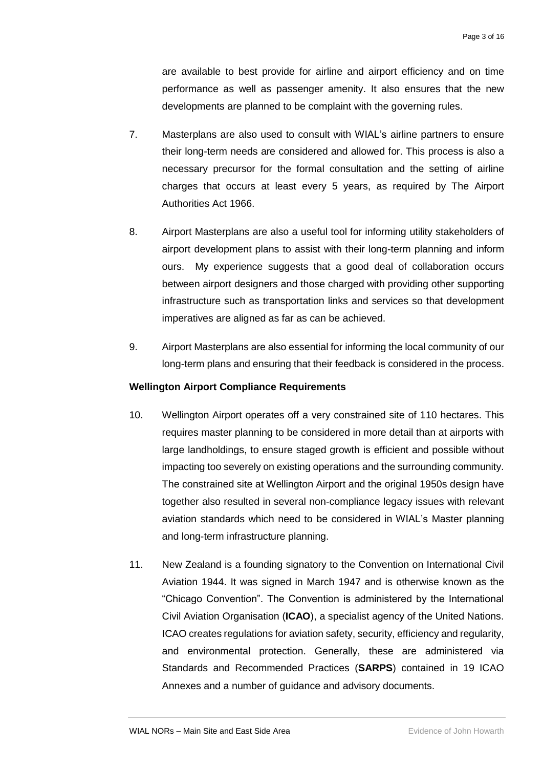are available to best provide for airline and airport efficiency and on time performance as well as passenger amenity. It also ensures that the new developments are planned to be complaint with the governing rules.

7. Masterplans are also used to consult with WIAL's airline partners to ensure their long-term needs are considered and allowed for. This process is also a necessary precursor for the formal consultation and the setting of airline charges that occurs at least every 5 years, as required by The Airport Authorities Act 1966.

8. Airport Masterplans are also a useful tool for informing utility stakeholders of airport development plans to assist with their long-term planning and inform ours. My experience suggests that a good deal of collaboration occurs between airport designers and those charged with providing other supporting infrastructure such as transportation links and services so that development imperatives are aligned as far as can be achieved.

9. Airport Masterplans are also essential for informing the local community of our long-term plans and ensuring that their feedback is considered in the process.

**Wellington Airport Compliance Requirements**

10. Wellington Airport operates off a very constrained site of 110 hectares. This requires master planning to be considered in more detail than at airports with large landholdings, to ensure staged growth is efficient and possible without impacting too severely on existing operations and the surrounding community. The constrained site at Wellington Airport and the original 1950s design have together also resulted in several non-compliance legacy issues with relevant aviation standards which need to be considered in WIAL's Master planning and long-term infrastructure planning.

11. New Zealand is a founding signatory to the Convention on International Civil Aviation 1944. It was signed in March 1947 and is otherwise known as the "Chicago Convention". The Convention is administered by the International Civil Aviation Organisation (**ICAO**), a specialist agency of the United Nations. ICAO creates regulations for aviation safety, security, efficiency and regularity, and environmental protection. Generally, these are administered via Standards and Recommended Practices (**SARPS**) contained in 19 ICAO Annexes and a number of guidance and advisory documents.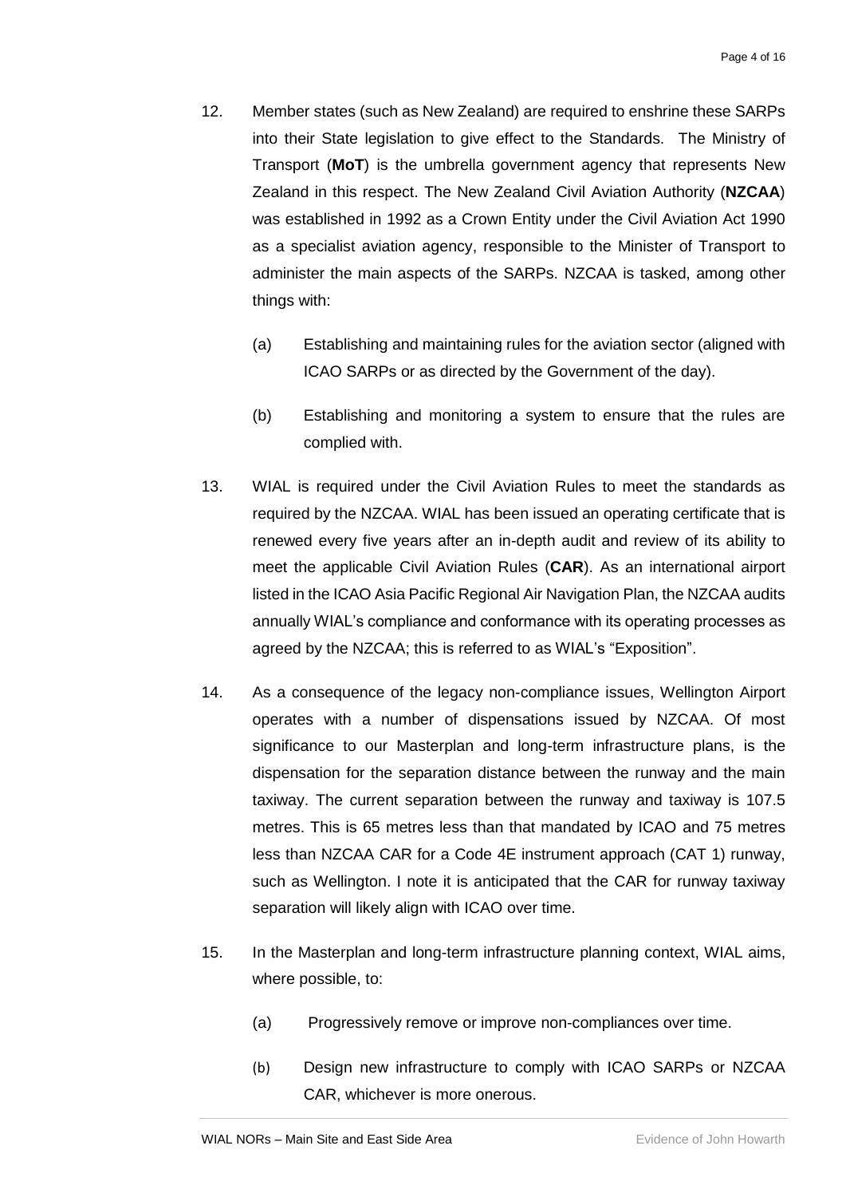12. Member states (such as New Zealand) are required to enshrine these SARPs into their State legislation to give effect to the Standards. The Ministry of Transport (**MoT**) is the umbrella government agency that represents New Zealand in this respect. The New Zealand Civil Aviation Authority (**NZCAA**) was established in 1992 as a Crown Entity under the Civil Aviation Act 1990 as a specialist aviation agency, responsible to the Minister of Transport to administer the main aspects of the SARPs. NZCAA is tasked, among other things with:

    (a) Establishing and maintaining rules for the aviation sector (aligned with ICAO SARPs or as directed by the Government of the day).

    (b) Establishing and monitoring a system to ensure that the rules are complied with.

13. WIAL is required under the Civil Aviation Rules to meet the standards as required by the NZCAA. WIAL has been issued an operating certificate that is renewed every five years after an in-depth audit and review of its ability to meet the applicable Civil Aviation Rules (**CAR**). As an international airport listed in the ICAO Asia Pacific Regional Air Navigation Plan, the NZCAA audits annually WIAL's compliance and conformance with its operating processes as agreed by the NZCAA; this is referred to as WIAL's "Exposition".

14. As a consequence of the legacy non-compliance issues, Wellington Airport operates with a number of dispensations issued by NZCAA. Of most significance to our Masterplan and long-term infrastructure plans, is the dispensation for the separation distance between the runway and the main taxiway. The current separation between the runway and taxiway is 107.5 metres. This is 65 metres less than that mandated by ICAO and 75 metres less than NZCAA CAR for a Code 4E instrument approach (CAT 1) runway, such as Wellington. I note it is anticipated that the CAR for runway taxiway separation will likely align with ICAO over time.

15. In the Masterplan and long-term infrastructure planning context, WIAL aims, where possible, to:

    (a) Progressively remove or improve non-compliances over time.

    (b) Design new infrastructure to comply with ICAO SARPs or NZCAA CAR, whichever is more onerous.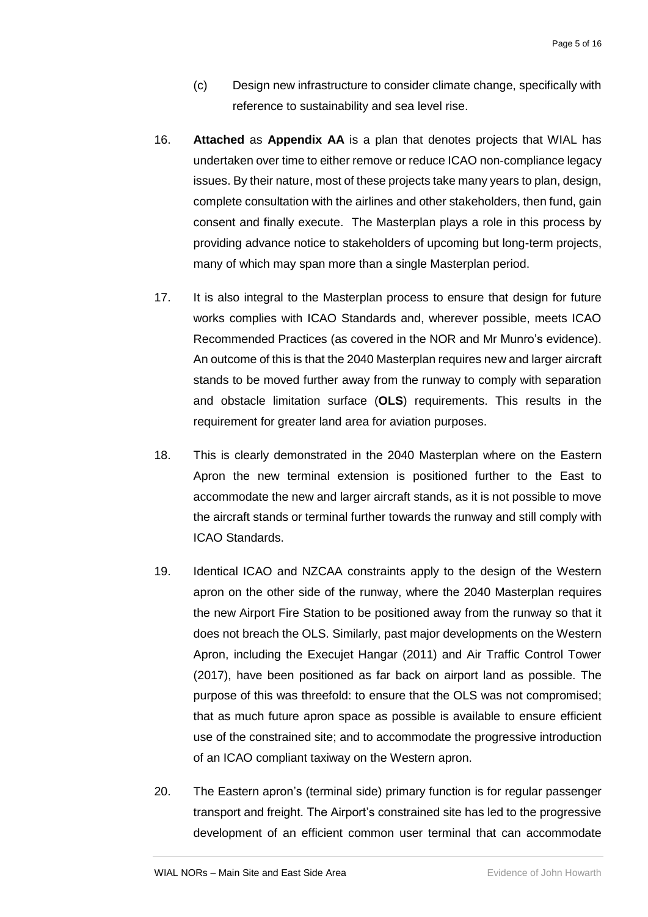(c) Design new infrastructure to consider climate change, specifically with reference to sustainability and sea level rise.

16. **Attached** as **Appendix AA** is a plan that denotes projects that WIAL has undertaken over time to either remove or reduce ICAO non-compliance legacy issues. By their nature, most of these projects take many years to plan, design, complete consultation with the airlines and other stakeholders, then fund, gain consent and finally execute. The Masterplan plays a role in this process by providing advance notice to stakeholders of upcoming but long-term projects, many of which may span more than a single Masterplan period.

17. It is also integral to the Masterplan process to ensure that design for future works complies with ICAO Standards and, wherever possible, meets ICAO Recommended Practices (as covered in the NOR and Mr Munro's evidence). An outcome of this is that the 2040 Masterplan requires new and larger aircraft stands to be moved further away from the runway to comply with separation and obstacle limitation surface (**OLS**) requirements. This results in the requirement for greater land area for aviation purposes.

18. This is clearly demonstrated in the 2040 Masterplan where on the Eastern Apron the new terminal extension is positioned further to the East to accommodate the new and larger aircraft stands, as it is not possible to move the aircraft stands or terminal further towards the runway and still comply with ICAO Standards.

19. Identical ICAO and NZCAA constraints apply to the design of the Western apron on the other side of the runway, where the 2040 Masterplan requires the new Airport Fire Station to be positioned away from the runway so that it does not breach the OLS. Similarly, past major developments on the Western Apron, including the Execujet Hangar (2011) and Air Traffic Control Tower (2017), have been positioned as far back on airport land as possible. The purpose of this was threefold: to ensure that the OLS was not compromised; that as much future apron space as possible is available to ensure efficient use of the constrained site; and to accommodate the progressive introduction of an ICAO compliant taxiway on the Western apron.

20. The Eastern apron's (terminal side) primary function is for regular passenger transport and freight. The Airport's constrained site has led to the progressive development of an efficient common user terminal that can accommodate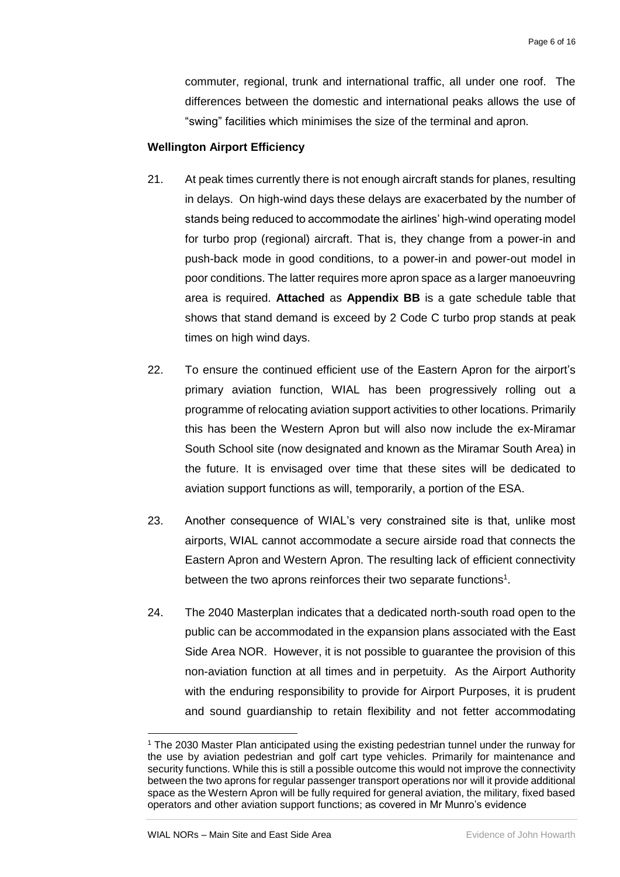commuter, regional, trunk and international traffic, all under one roof. The differences between the domestic and international peaks allows the use of "swing" facilities which minimises the size of the terminal and apron.

**Wellington Airport Efficiency**

21. At peak times currently there is not enough aircraft stands for planes, resulting in delays. On high-wind days these delays are exacerbated by the number of stands being reduced to accommodate the airlines' high-wind operating model for turbo prop (regional) aircraft. That is, they change from a power-in and push-back mode in good conditions, to a power-in and power-out model in poor conditions. The latter requires more apron space as a larger manoeuvring area is required. **Attached** as **Appendix BB** is a gate schedule table that shows that stand demand is exceed by 2 Code C turbo prop stands at peak times on high wind days.

22. To ensure the continued efficient use of the Eastern Apron for the airport's primary aviation function, WIAL has been progressively rolling out a programme of relocating aviation support activities to other locations. Primarily this has been the Western Apron but will also now include the ex-Miramar South School site (now designated and known as the Miramar South Area) in the future. It is envisaged over time that these sites will be dedicated to aviation support functions as will, temporarily, a portion of the ESA.

23. Another consequence of WIAL's very constrained site is that, unlike most airports, WIAL cannot accommodate a secure airside road that connects the Eastern Apron and Western Apron. The resulting lack of efficient connectivity between the two aprons reinforces their two separate functions[1].

24. The 2040 Masterplan indicates that a dedicated north-south road open to the public can be accommodated in the expansion plans associated with the East Side Area NOR. However, it is not possible to guarantee the provision of this non-aviation function at all times and in perpetuity. As the Airport Authority with the enduring responsibility to provide for Airport Purposes, it is prudent and sound guardianship to retain flexibility and not fetter accommodating

[1] The 2030 Master Plan anticipated using the existing pedestrian tunnel under the runway for the use by aviation pedestrian and golf cart type vehicles. Primarily for maintenance and security functions. While this is still a possible outcome this would not improve the connectivity between the two aprons for regular passenger transport operations nor will it provide additional space as the Western Apron will be fully required for general aviation, the military, fixed based operators and other aviation support functions; as covered in Mr Munro's evidence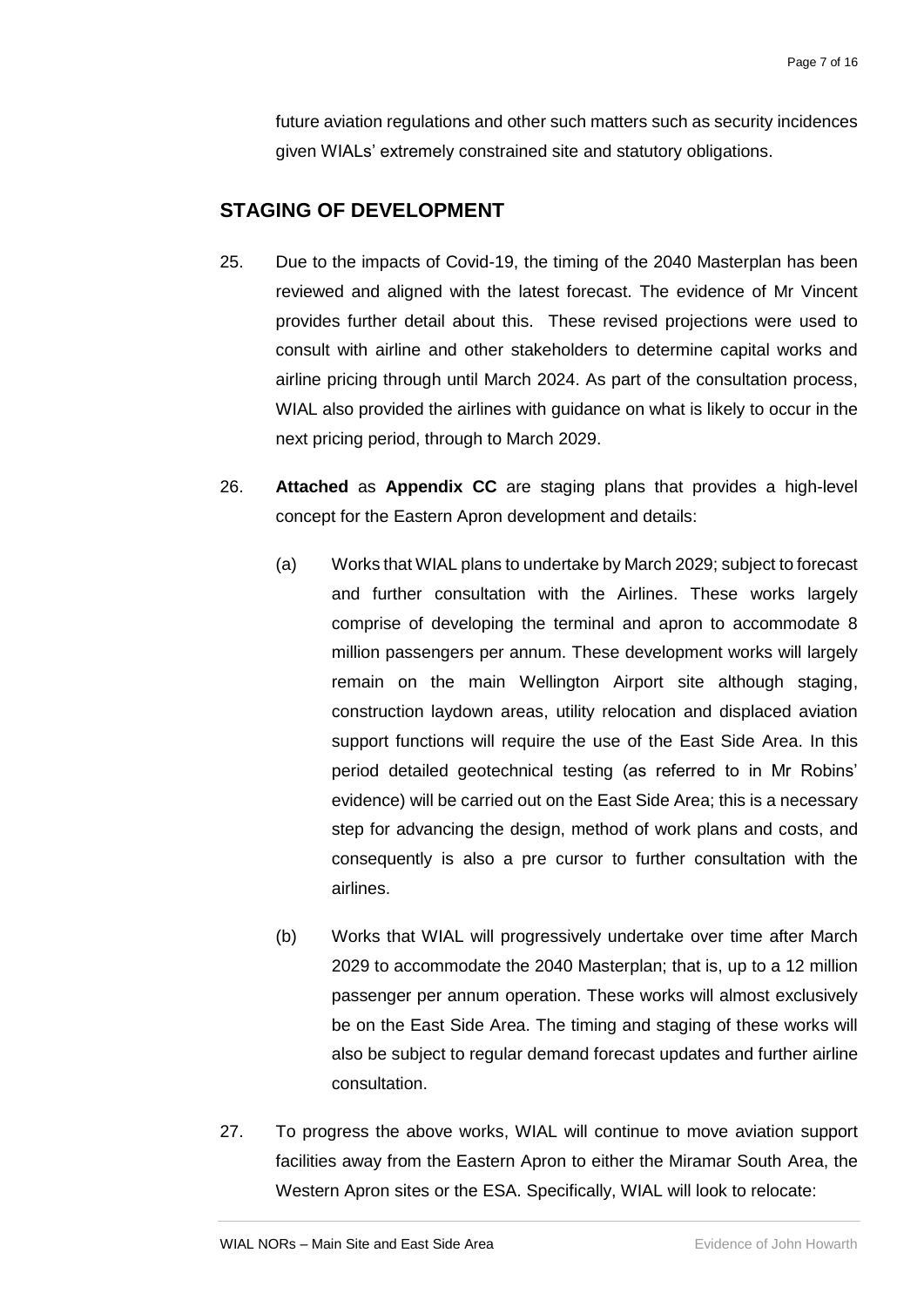future aviation regulations and other such matters such as security incidences given WIALs' extremely constrained site and statutory obligations.

## STAGING OF DEVELOPMENT

25. Due to the impacts of Covid-19, the timing of the 2040 Masterplan has been reviewed and aligned with the latest forecast. The evidence of Mr Vincent provides further detail about this. These revised projections were used to consult with airline and other stakeholders to determine capital works and airline pricing through until March 2024. As part of the consultation process, WIAL also provided the airlines with guidance on what is likely to occur in the next pricing period, through to March 2029.

26. **Attached** as **Appendix CC** are staging plans that provides a high-level concept for the Eastern Apron development and details:

    (a) Works that WIAL plans to undertake by March 2029; subject to forecast and further consultation with the Airlines. These works largely comprise of developing the terminal and apron to accommodate 8 million passengers per annum. These development works will largely remain on the main Wellington Airport site although staging, construction laydown areas, utility relocation and displaced aviation support functions will require the use of the East Side Area. In this period detailed geotechnical testing (as referred to in Mr Robins' evidence) will be carried out on the East Side Area; this is a necessary step for advancing the design, method of work plans and costs, and consequently is also a pre cursor to further consultation with the airlines.

    (b) Works that WIAL will progressively undertake over time after March 2029 to accommodate the 2040 Masterplan; that is, up to a 12 million passenger per annum operation. These works will almost exclusively be on the East Side Area. The timing and staging of these works will also be subject to regular demand forecast updates and further airline consultation.

27. To progress the above works, WIAL will continue to move aviation support facilities away from the Eastern Apron to either the Miramar South Area, the Western Apron sites or the ESA. Specifically, WIAL will look to relocate: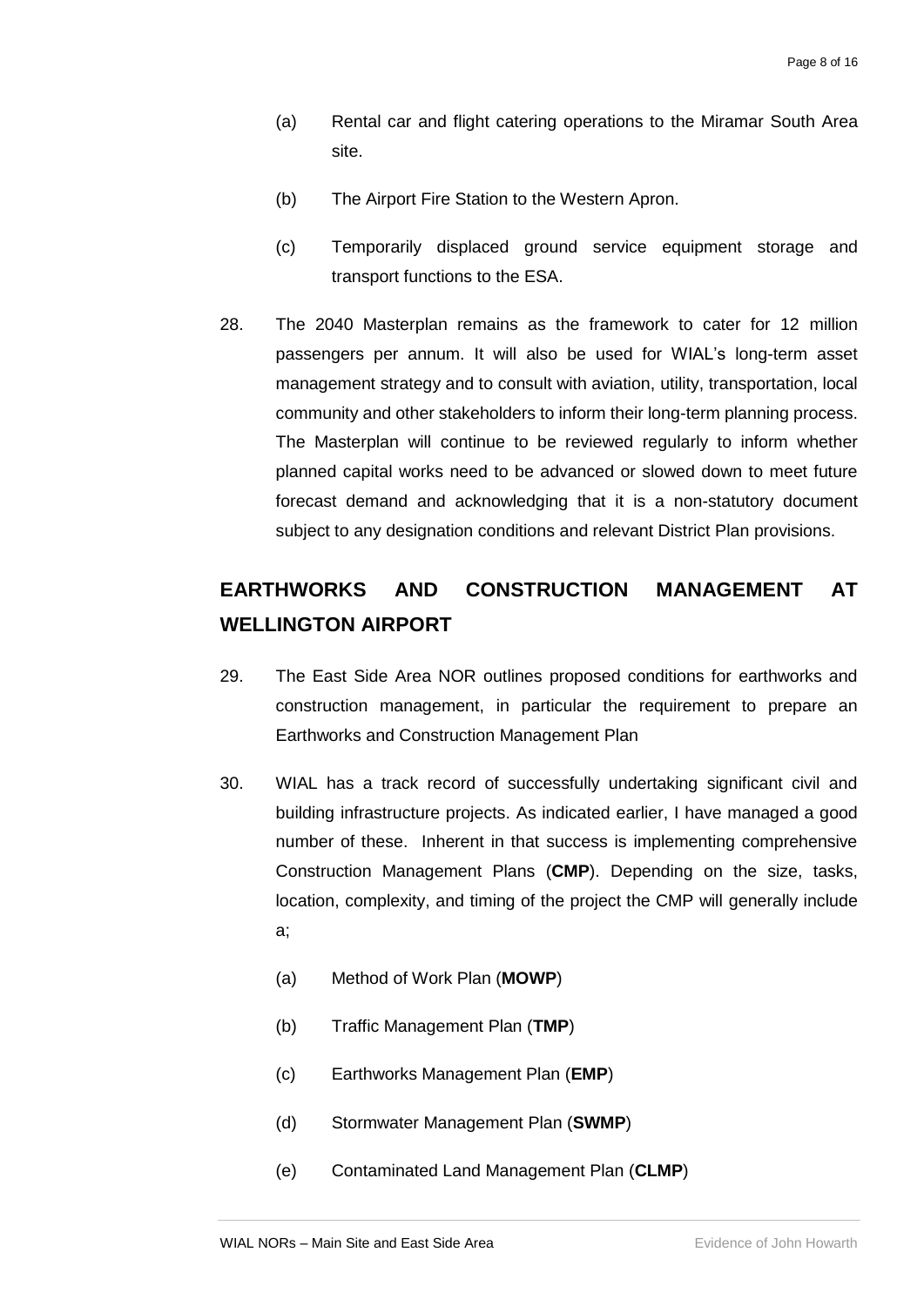(a) Rental car and flight catering operations to the Miramar South Area site.

(b) The Airport Fire Station to the Western Apron.

(c) Temporarily displaced ground service equipment storage and transport functions to the ESA.

28. The 2040 Masterplan remains as the framework to cater for 12 million passengers per annum. It will also be used for WIAL's long-term asset management strategy and to consult with aviation, utility, transportation, local community and other stakeholders to inform their long-term planning process. The Masterplan will continue to be reviewed regularly to inform whether planned capital works need to be advanced or slowed down to meet future forecast demand and acknowledging that it is a non-statutory document subject to any designation conditions and relevant District Plan provisions.

## EARTHWORKS AND CONSTRUCTION MANAGEMENT AT WELLINGTON AIRPORT

29. The East Side Area NOR outlines proposed conditions for earthworks and construction management, in particular the requirement to prepare an Earthworks and Construction Management Plan

30. WIAL has a track record of successfully undertaking significant civil and building infrastructure projects. As indicated earlier, I have managed a good number of these. Inherent in that success is implementing comprehensive Construction Management Plans (**CMP**). Depending on the size, tasks, location, complexity, and timing of the project the CMP will generally include a;

    (a) Method of Work Plan (**MOWP**)

    (b) Traffic Management Plan (**TMP**)

    (c) Earthworks Management Plan (**EMP**)

    (d) Stormwater Management Plan (**SWMP**)

    (e) Contaminated Land Management Plan (**CLMP**)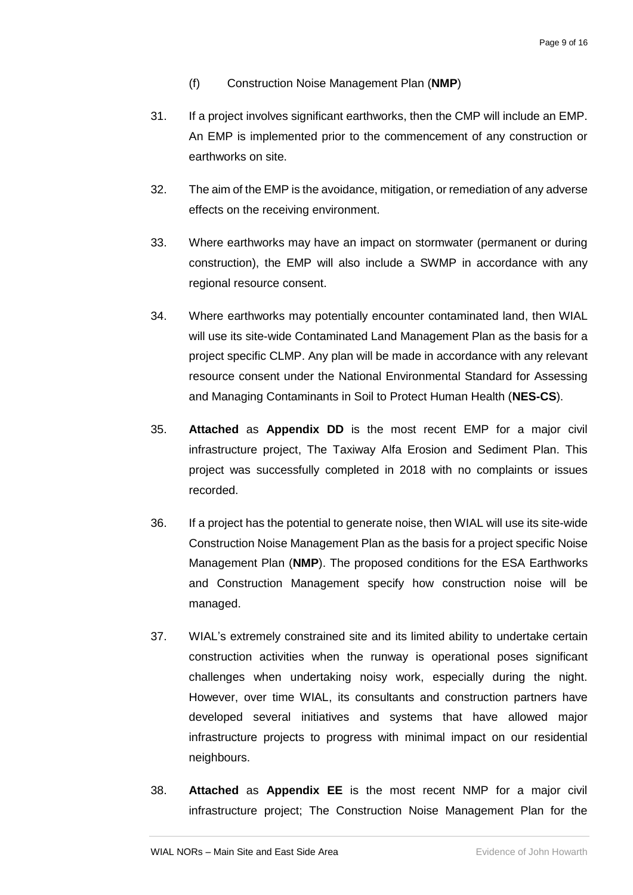(f) Construction Noise Management Plan (**NMP**)

31. If a project involves significant earthworks, then the CMP will include an EMP. An EMP is implemented prior to the commencement of any construction or earthworks on site.

32. The aim of the EMP is the avoidance, mitigation, or remediation of any adverse effects on the receiving environment.

33. Where earthworks may have an impact on stormwater (permanent or during construction), the EMP will also include a SWMP in accordance with any regional resource consent.

34. Where earthworks may potentially encounter contaminated land, then WIAL will use its site-wide Contaminated Land Management Plan as the basis for a project specific CLMP. Any plan will be made in accordance with any relevant resource consent under the National Environmental Standard for Assessing and Managing Contaminants in Soil to Protect Human Health (**NES-CS**).

35. **Attached** as **Appendix DD** is the most recent EMP for a major civil infrastructure project, The Taxiway Alfa Erosion and Sediment Plan. This project was successfully completed in 2018 with no complaints or issues recorded.

36. If a project has the potential to generate noise, then WIAL will use its site-wide Construction Noise Management Plan as the basis for a project specific Noise Management Plan (**NMP**). The proposed conditions for the ESA Earthworks and Construction Management specify how construction noise will be managed.

37. WIAL's extremely constrained site and its limited ability to undertake certain construction activities when the runway is operational poses significant challenges when undertaking noisy work, especially during the night. However, over time WIAL, its consultants and construction partners have developed several initiatives and systems that have allowed major infrastructure projects to progress with minimal impact on our residential neighbours.

38. **Attached** as **Appendix EE** is the most recent NMP for a major civil infrastructure project; The Construction Noise Management Plan for the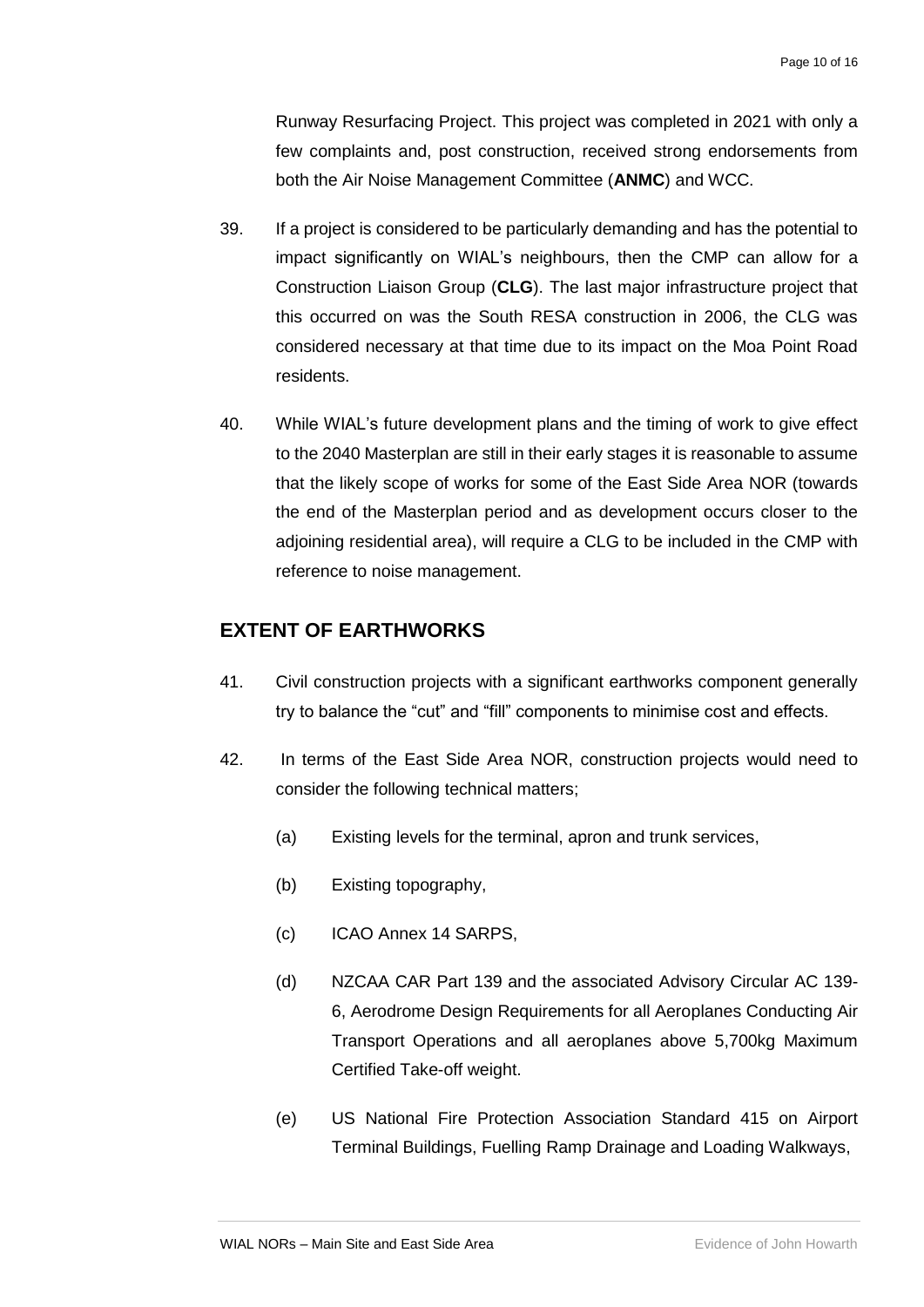Runway Resurfacing Project. This project was completed in 2021 with only a few complaints and, post construction, received strong endorsements from both the Air Noise Management Committee (**ANMC**) and WCC.

39. If a project is considered to be particularly demanding and has the potential to impact significantly on WIAL's neighbours, then the CMP can allow for a Construction Liaison Group (**CLG**). The last major infrastructure project that this occurred on was the South RESA construction in 2006, the CLG was considered necessary at that time due to its impact on the Moa Point Road residents.

40. While WIAL's future development plans and the timing of work to give effect to the 2040 Masterplan are still in their early stages it is reasonable to assume that the likely scope of works for some of the East Side Area NOR (towards the end of the Masterplan period and as development occurs closer to the adjoining residential area), will require a CLG to be included in the CMP with reference to noise management.

## EXTENT OF EARTHWORKS

41. Civil construction projects with a significant earthworks component generally try to balance the "cut" and "fill" components to minimise cost and effects.

42. In terms of the East Side Area NOR, construction projects would need to consider the following technical matters;

    (a) Existing levels for the terminal, apron and trunk services,

    (b) Existing topography,

    (c) ICAO Annex 14 SARPS,

    (d) NZCAA CAR Part 139 and the associated Advisory Circular AC 139-6, Aerodrome Design Requirements for all Aeroplanes Conducting Air Transport Operations and all aeroplanes above 5,700kg Maximum Certified Take-off weight.

    (e) US National Fire Protection Association Standard 415 on Airport Terminal Buildings, Fuelling Ramp Drainage and Loading Walkways,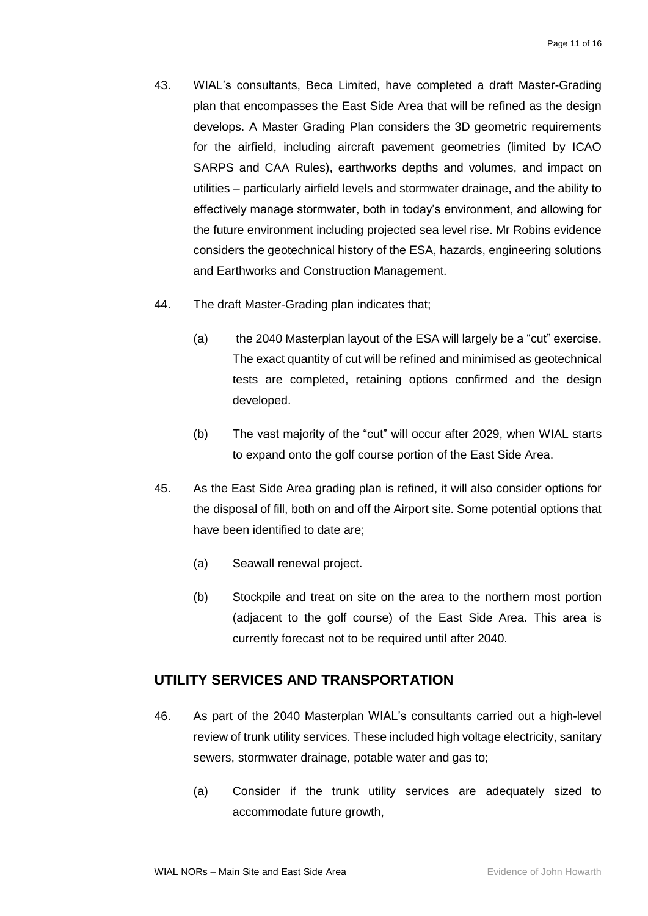43. WIAL's consultants, Beca Limited, have completed a draft Master-Grading plan that encompasses the East Side Area that will be refined as the design develops. A Master Grading Plan considers the 3D geometric requirements for the airfield, including aircraft pavement geometries (limited by ICAO SARPS and CAA Rules), earthworks depths and volumes, and impact on utilities – particularly airfield levels and stormwater drainage, and the ability to effectively manage stormwater, both in today's environment, and allowing for the future environment including projected sea level rise. Mr Robins evidence considers the geotechnical history of the ESA, hazards, engineering solutions and Earthworks and Construction Management.

44. The draft Master-Grading plan indicates that;

    (a) the 2040 Masterplan layout of the ESA will largely be a "cut" exercise. The exact quantity of cut will be refined and minimised as geotechnical tests are completed, retaining options confirmed and the design developed.

    (b) The vast majority of the "cut" will occur after 2029, when WIAL starts to expand onto the golf course portion of the East Side Area.

45. As the East Side Area grading plan is refined, it will also consider options for the disposal of fill, both on and off the Airport site. Some potential options that have been identified to date are;

    (a) Seawall renewal project.

    (b) Stockpile and treat on site on the area to the northern most portion (adjacent to the golf course) of the East Side Area. This area is currently forecast not to be required until after 2040.

## UTILITY SERVICES AND TRANSPORTATION

46. As part of the 2040 Masterplan WIAL's consultants carried out a high-level review of trunk utility services. These included high voltage electricity, sanitary sewers, stormwater drainage, potable water and gas to;

    (a) Consider if the trunk utility services are adequately sized to accommodate future growth,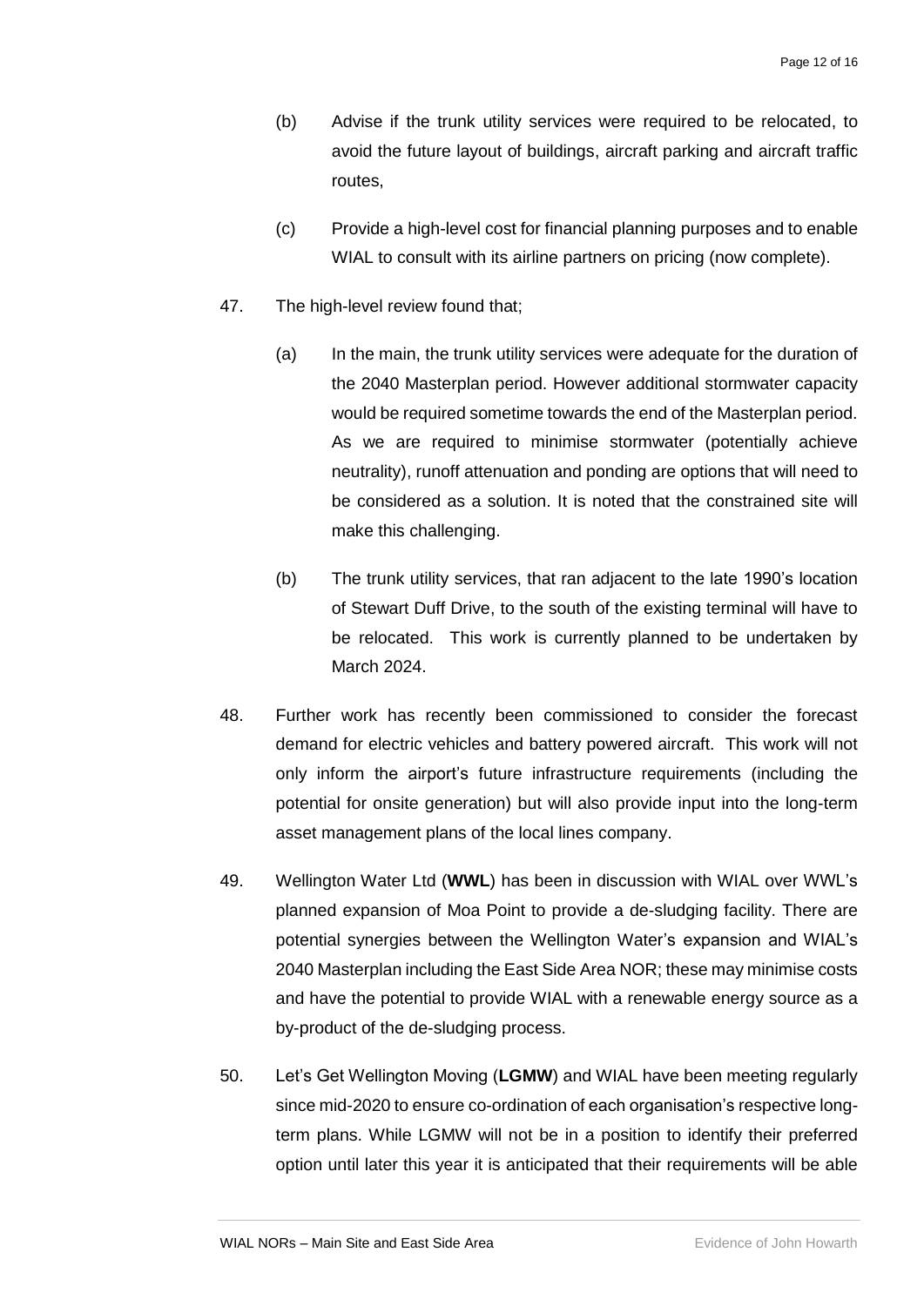(b) Advise if the trunk utility services were required to be relocated, to avoid the future layout of buildings, aircraft parking and aircraft traffic routes,

(c) Provide a high-level cost for financial planning purposes and to enable WIAL to consult with its airline partners on pricing (now complete).

47. The high-level review found that;

(a) In the main, the trunk utility services were adequate for the duration of the 2040 Masterplan period. However additional stormwater capacity would be required sometime towards the end of the Masterplan period. As we are required to minimise stormwater (potentially achieve neutrality), runoff attenuation and ponding are options that will need to be considered as a solution. It is noted that the constrained site will make this challenging.

(b) The trunk utility services, that ran adjacent to the late 1990's location of Stewart Duff Drive, to the south of the existing terminal will have to be relocated. This work is currently planned to be undertaken by March 2024.

48. Further work has recently been commissioned to consider the forecast demand for electric vehicles and battery powered aircraft. This work will not only inform the airport's future infrastructure requirements (including the potential for onsite generation) but will also provide input into the long-term asset management plans of the local lines company.

49. Wellington Water Ltd (**WWL**) has been in discussion with WIAL over WWL's planned expansion of Moa Point to provide a de-sludging facility. There are potential synergies between the Wellington Water's expansion and WIAL's 2040 Masterplan including the East Side Area NOR; these may minimise costs and have the potential to provide WIAL with a renewable energy source as a by-product of the de-sludging process.

50. Let's Get Wellington Moving (**LGMW**) and WIAL have been meeting regularly since mid-2020 to ensure co-ordination of each organisation's respective long-term plans. While LGMW will not be in a position to identify their preferred option until later this year it is anticipated that their requirements will be able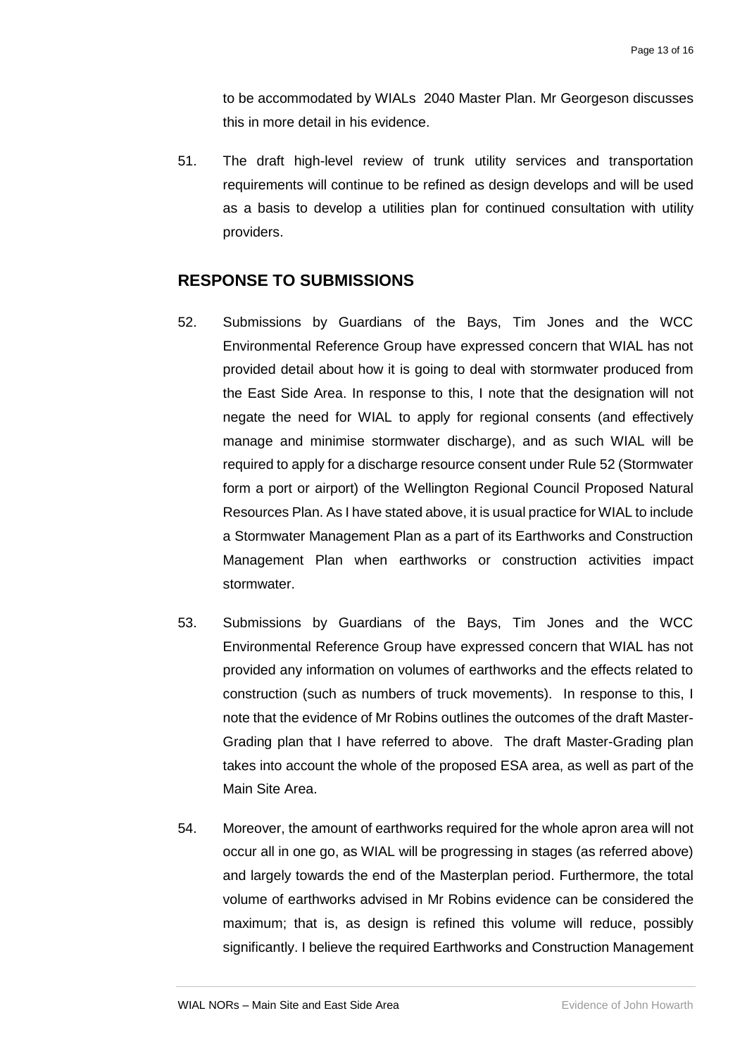to be accommodated by WIALs 2040 Master Plan. Mr Georgeson discusses this in more detail in his evidence.

51. The draft high-level review of trunk utility services and transportation requirements will continue to be refined as design develops and will be used as a basis to develop a utilities plan for continued consultation with utility providers.

## RESPONSE TO SUBMISSIONS

52. Submissions by Guardians of the Bays, Tim Jones and the WCC Environmental Reference Group have expressed concern that WIAL has not provided detail about how it is going to deal with stormwater produced from the East Side Area. In response to this, I note that the designation will not negate the need for WIAL to apply for regional consents (and effectively manage and minimise stormwater discharge), and as such WIAL will be required to apply for a discharge resource consent under Rule 52 (Stormwater form a port or airport) of the Wellington Regional Council Proposed Natural Resources Plan. As I have stated above, it is usual practice for WIAL to include a Stormwater Management Plan as a part of its Earthworks and Construction Management Plan when earthworks or construction activities impact stormwater.

53. Submissions by Guardians of the Bays, Tim Jones and the WCC Environmental Reference Group have expressed concern that WIAL has not provided any information on volumes of earthworks and the effects related to construction (such as numbers of truck movements). In response to this, I note that the evidence of Mr Robins outlines the outcomes of the draft Master-Grading plan that I have referred to above. The draft Master-Grading plan takes into account the whole of the proposed ESA area, as well as part of the Main Site Area.

54. Moreover, the amount of earthworks required for the whole apron area will not occur all in one go, as WIAL will be progressing in stages (as referred above) and largely towards the end of the Masterplan period. Furthermore, the total volume of earthworks advised in Mr Robins evidence can be considered the maximum; that is, as design is refined this volume will reduce, possibly significantly. I believe the required Earthworks and Construction Management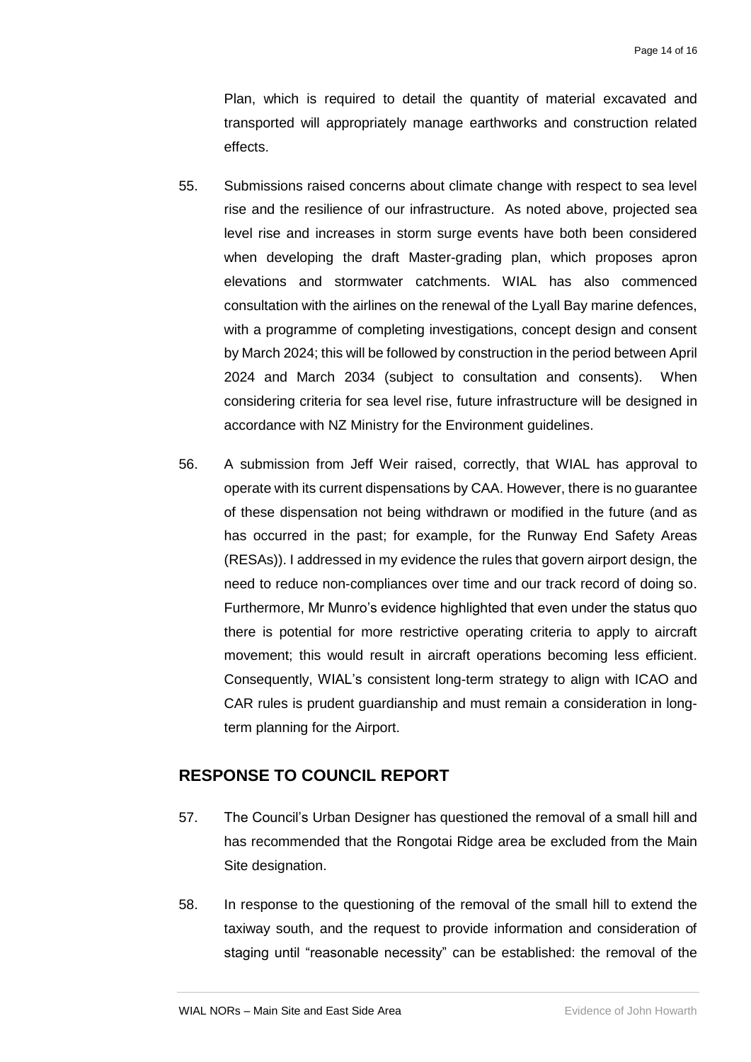Plan, which is required to detail the quantity of material excavated and transported will appropriately manage earthworks and construction related effects.

55. Submissions raised concerns about climate change with respect to sea level rise and the resilience of our infrastructure. As noted above, projected sea level rise and increases in storm surge events have both been considered when developing the draft Master-grading plan, which proposes apron elevations and stormwater catchments. WIAL has also commenced consultation with the airlines on the renewal of the Lyall Bay marine defences, with a programme of completing investigations, concept design and consent by March 2024; this will be followed by construction in the period between April 2024 and March 2034 (subject to consultation and consents). When considering criteria for sea level rise, future infrastructure will be designed in accordance with NZ Ministry for the Environment guidelines.

56. A submission from Jeff Weir raised, correctly, that WIAL has approval to operate with its current dispensations by CAA. However, there is no guarantee of these dispensation not being withdrawn or modified in the future (and as has occurred in the past; for example, for the Runway End Safety Areas (RESAs)). I addressed in my evidence the rules that govern airport design, the need to reduce non-compliances over time and our track record of doing so. Furthermore, Mr Munro's evidence highlighted that even under the status quo there is potential for more restrictive operating criteria to apply to aircraft movement; this would result in aircraft operations becoming less efficient. Consequently, WIAL's consistent long-term strategy to align with ICAO and CAR rules is prudent guardianship and must remain a consideration in long-term planning for the Airport.

## RESPONSE TO COUNCIL REPORT

57. The Council's Urban Designer has questioned the removal of a small hill and has recommended that the Rongotai Ridge area be excluded from the Main Site designation.

58. In response to the questioning of the removal of the small hill to extend the taxiway south, and the request to provide information and consideration of staging until "reasonable necessity" can be established: the removal of the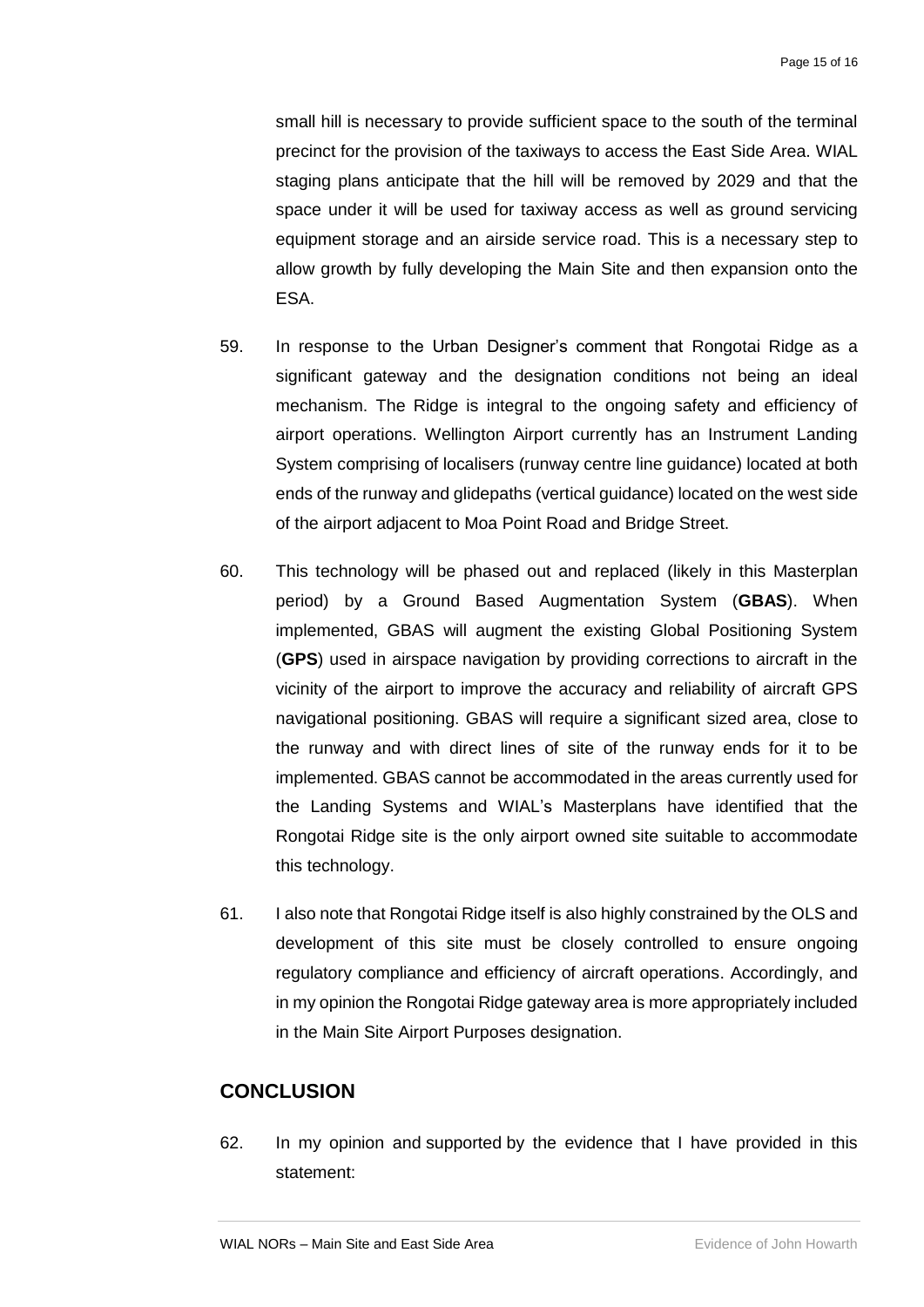small hill is necessary to provide sufficient space to the south of the terminal precinct for the provision of the taxiways to access the East Side Area. WIAL staging plans anticipate that the hill will be removed by 2029 and that the space under it will be used for taxiway access as well as ground servicing equipment storage and an airside service road. This is a necessary step to allow growth by fully developing the Main Site and then expansion onto the ESA.

59. In response to the Urban Designer's comment that Rongotai Ridge as a significant gateway and the designation conditions not being an ideal mechanism. The Ridge is integral to the ongoing safety and efficiency of airport operations. Wellington Airport currently has an Instrument Landing System comprising of localisers (runway centre line guidance) located at both ends of the runway and glidepaths (vertical guidance) located on the west side of the airport adjacent to Moa Point Road and Bridge Street.

60. This technology will be phased out and replaced (likely in this Masterplan period) by a Ground Based Augmentation System (**GBAS**). When implemented, GBAS will augment the existing Global Positioning System (**GPS**) used in airspace navigation by providing corrections to aircraft in the vicinity of the airport to improve the accuracy and reliability of aircraft GPS navigational positioning. GBAS will require a significant sized area, close to the runway and with direct lines of site of the runway ends for it to be implemented. GBAS cannot be accommodated in the areas currently used for the Landing Systems and WIAL's Masterplans have identified that the Rongotai Ridge site is the only airport owned site suitable to accommodate this technology.

61. I also note that Rongotai Ridge itself is also highly constrained by the OLS and development of this site must be closely controlled to ensure ongoing regulatory compliance and efficiency of aircraft operations. Accordingly, and in my opinion the Rongotai Ridge gateway area is more appropriately included in the Main Site Airport Purposes designation.

## CONCLUSION

62. In my opinion and supported by the evidence that I have provided in this statement: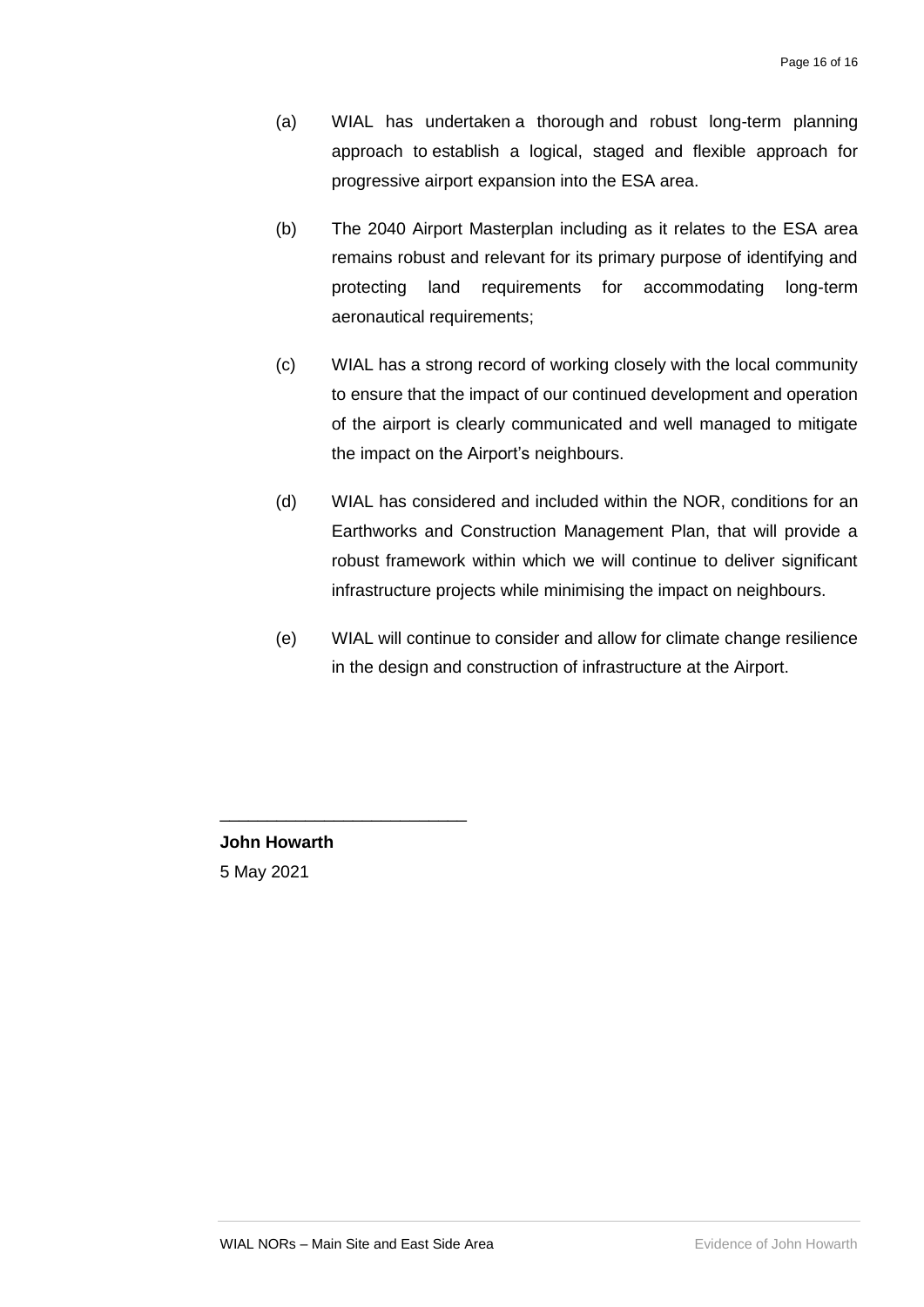(a) WIAL has undertaken a thorough and robust long-term planning approach to establish a logical, staged and flexible approach for progressive airport expansion into the ESA area.

(b) The 2040 Airport Masterplan including as it relates to the ESA area remains robust and relevant for its primary purpose of identifying and protecting land requirements for accommodating long-term aeronautical requirements;

(c) WIAL has a strong record of working closely with the local community to ensure that the impact of our continued development and operation of the airport is clearly communicated and well managed to mitigate the impact on the Airport's neighbours.

(d) WIAL has considered and included within the NOR, conditions for an Earthworks and Construction Management Plan, that will provide a robust framework within which we will continue to deliver significant infrastructure projects while minimising the impact on neighbours.

(e) WIAL will continue to consider and allow for climate change resilience in the design and construction of infrastructure at the Airport.

\_\_\_\_\_\_\_\_\_\_\_\_\_\_\_\_\_\_\_\_\_\_\_\_\_

**John Howarth**

5 May 2021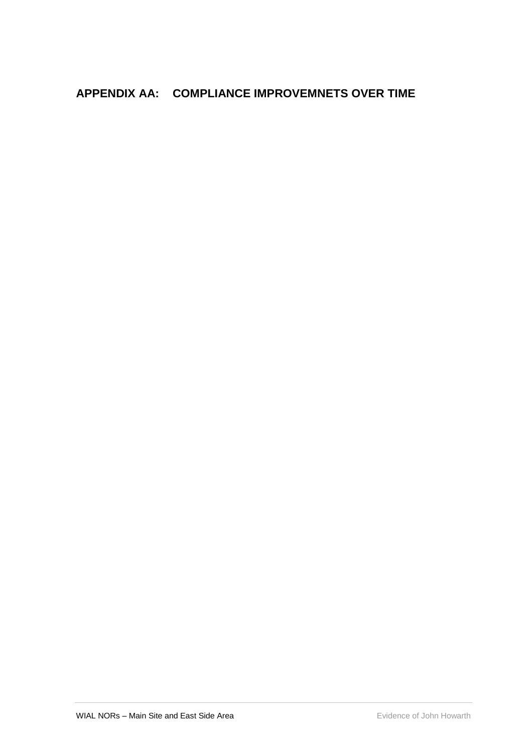## APPENDIX AA: COMPLIANCE IMPROVEMNETS OVER TIME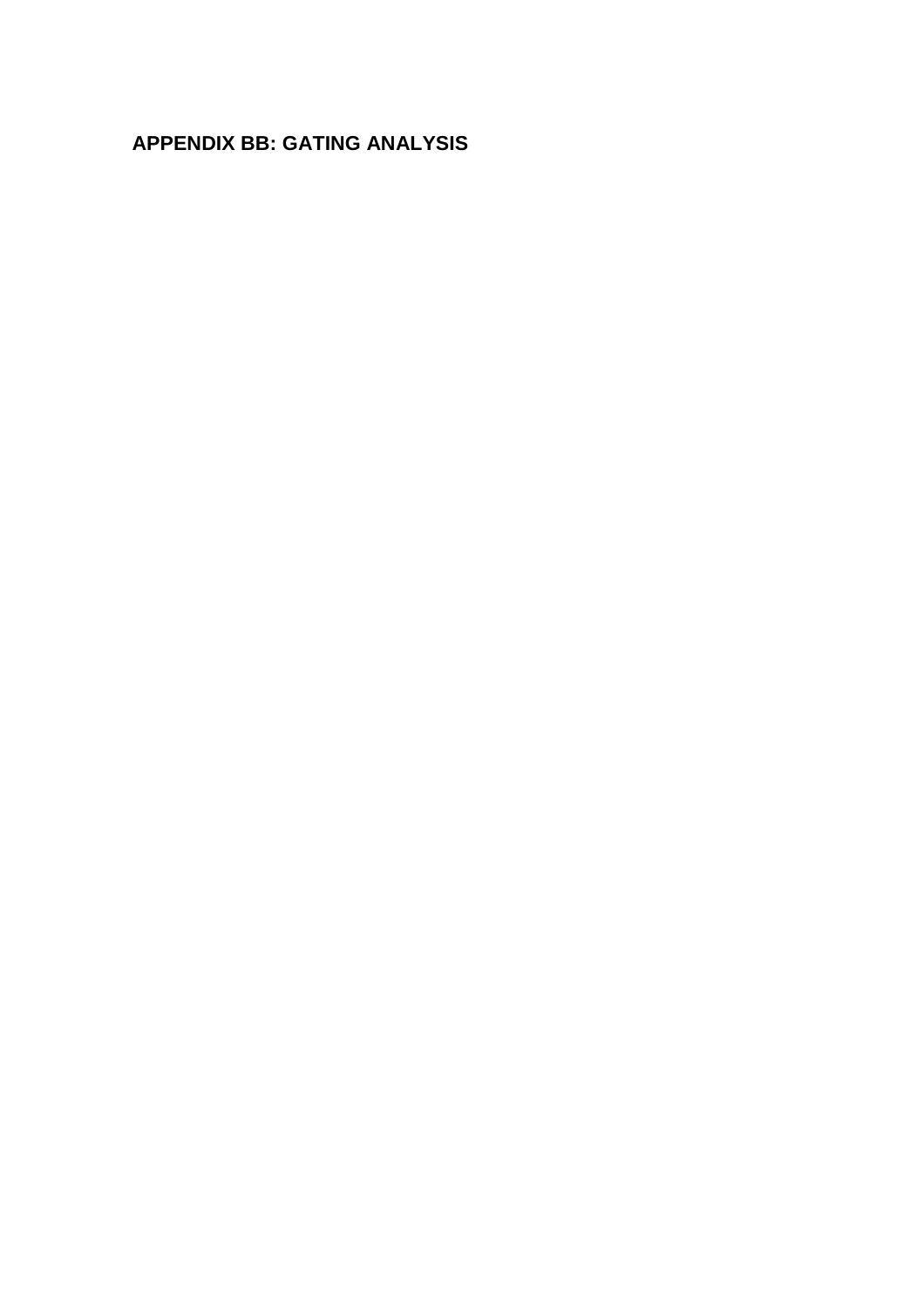## APPENDIX BB: GATING ANALYSIS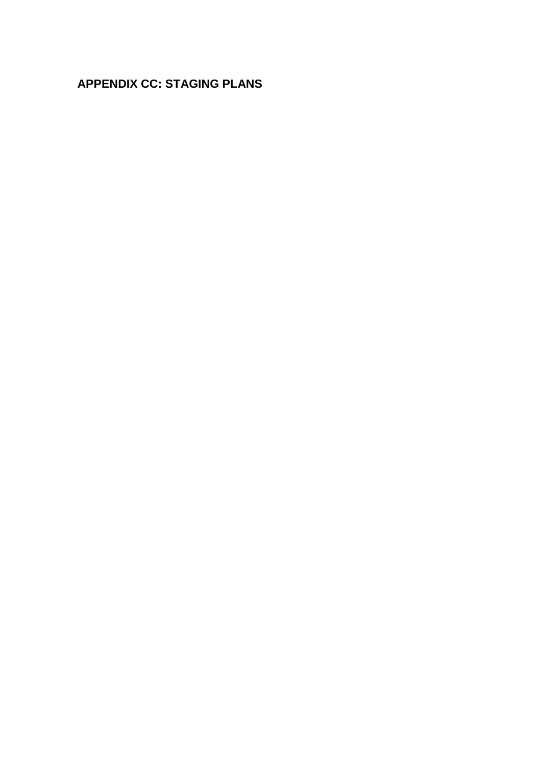# APPENDIX CC: STAGING PLANS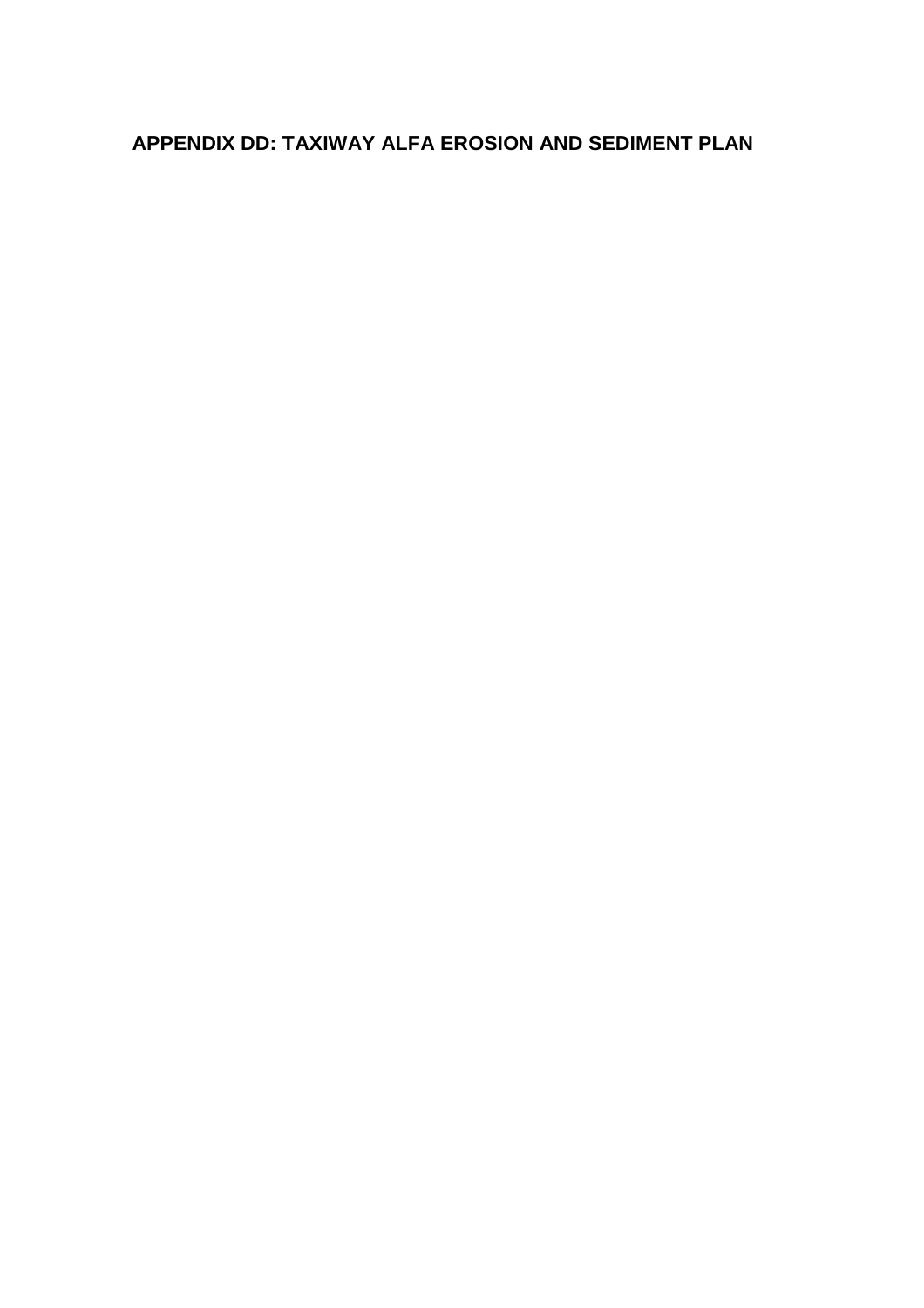# APPENDIX DD: TAXIWAY ALFA EROSION AND SEDIMENT PLAN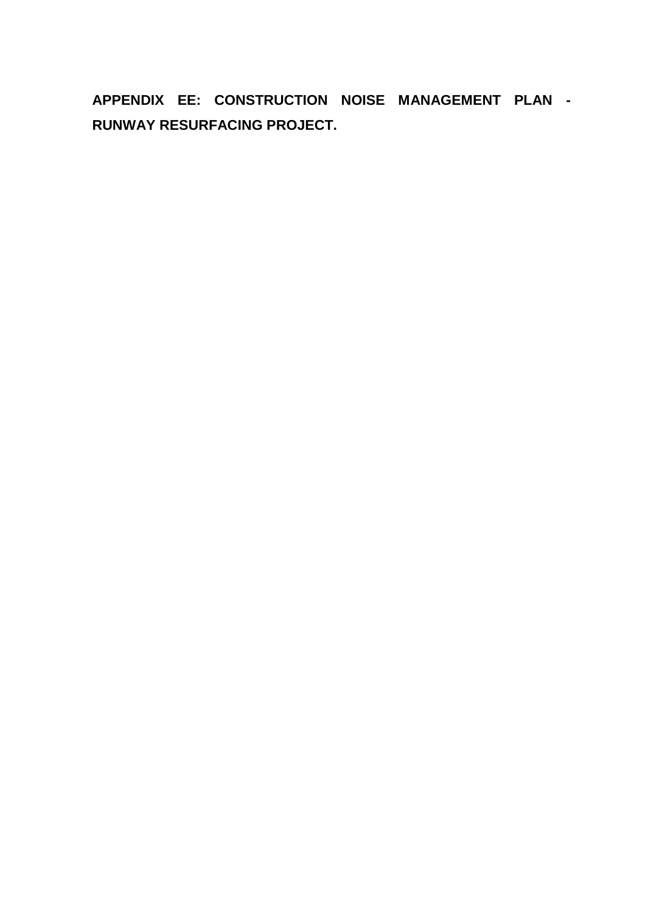**APPENDIX EE: CONSTRUCTION NOISE MANAGEMENT PLAN - RUNWAY RESURFACING PROJECT.**